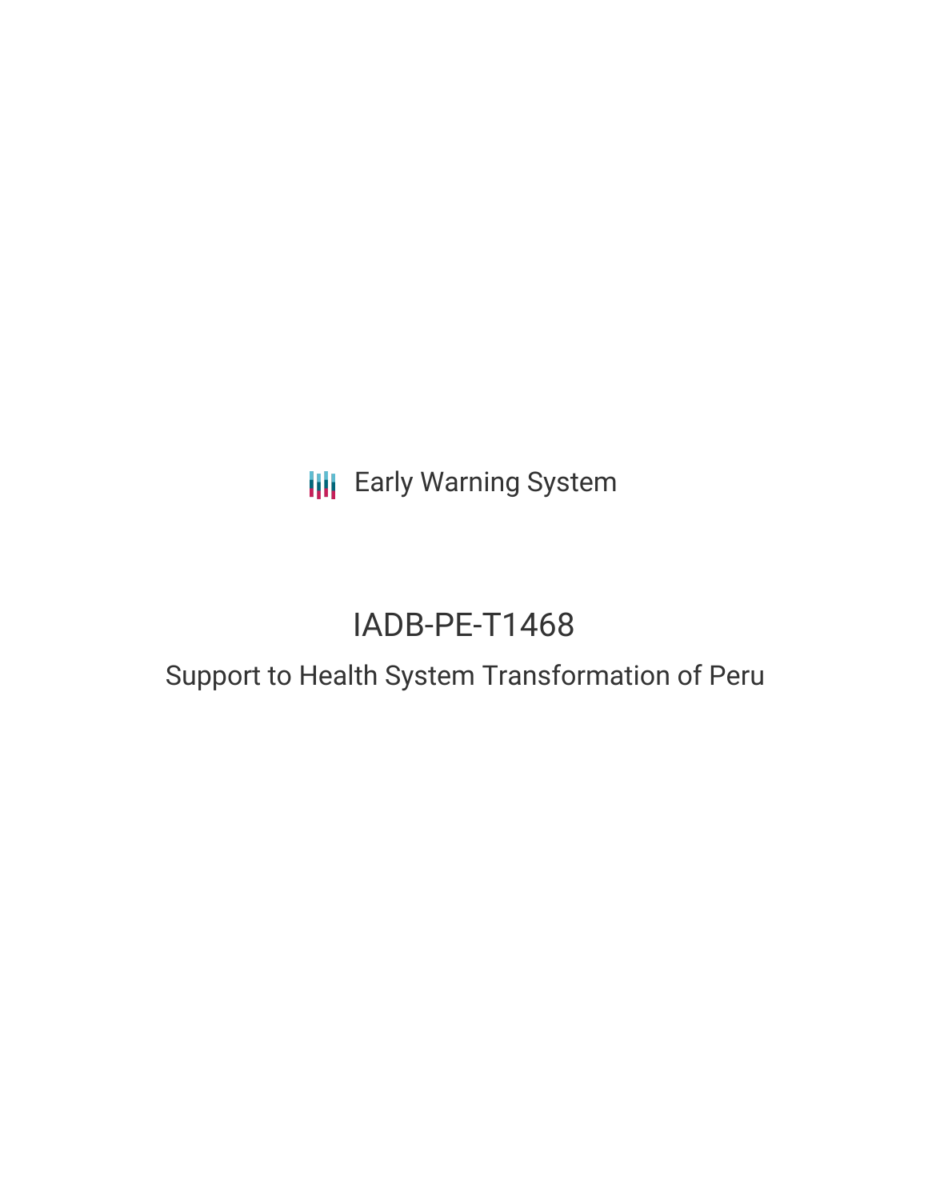Early Warning System

# IADB-PE-T1468

## Support to Health System Transformation of Peru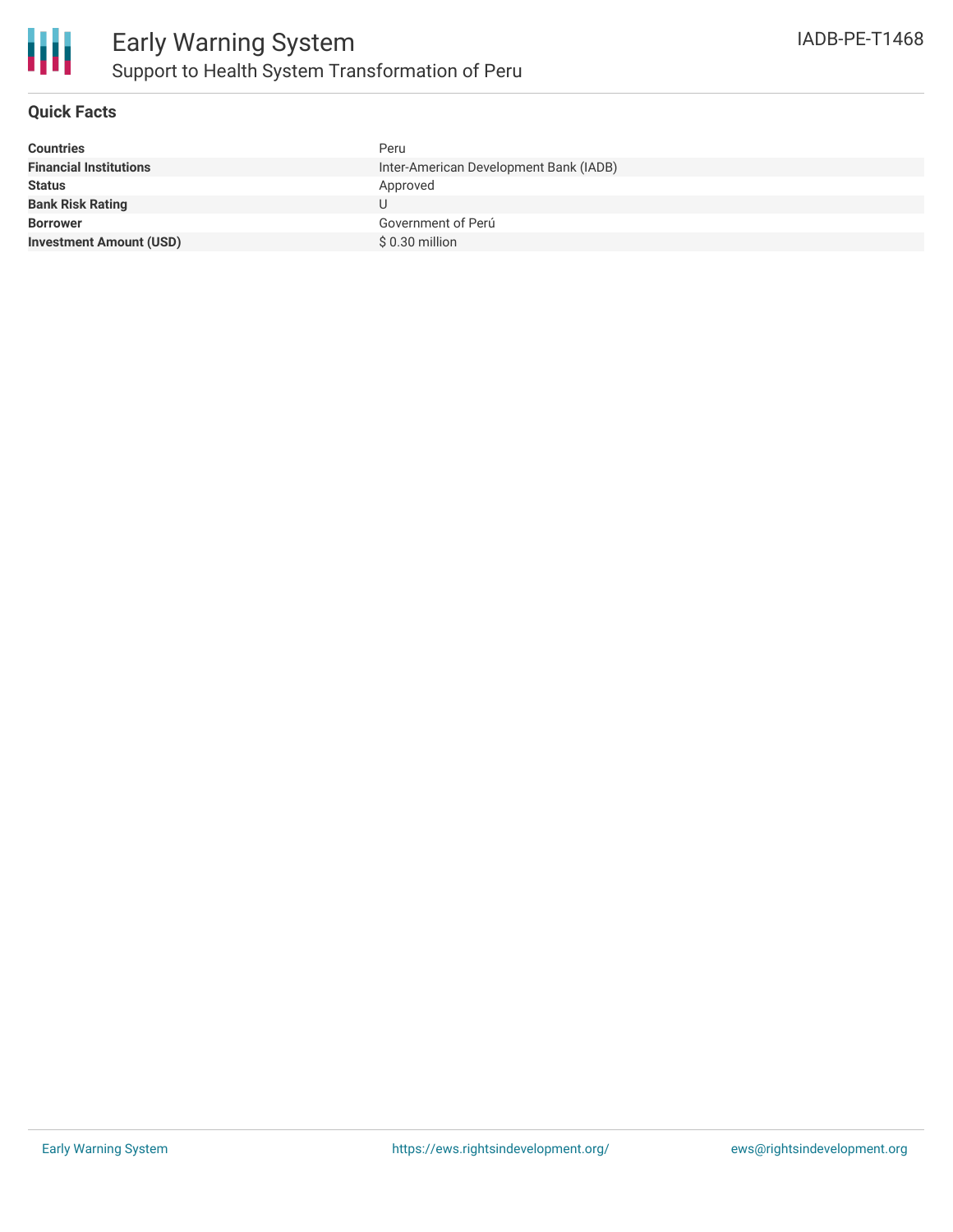# Early Warning System

## Support to Health System Transformation of Peru

IADB-PE-T1468

### Quick Facts

| | |
|---|---|
| **Countries** | Peru |
| **Financial Institutions** | Inter-American Development Bank (IADB) |
| **Status** | Approved |
| **Bank Risk Rating** | U |
| **Borrower** | Government of Perú |
| **Investment Amount (USD)** | $ 0.30 million |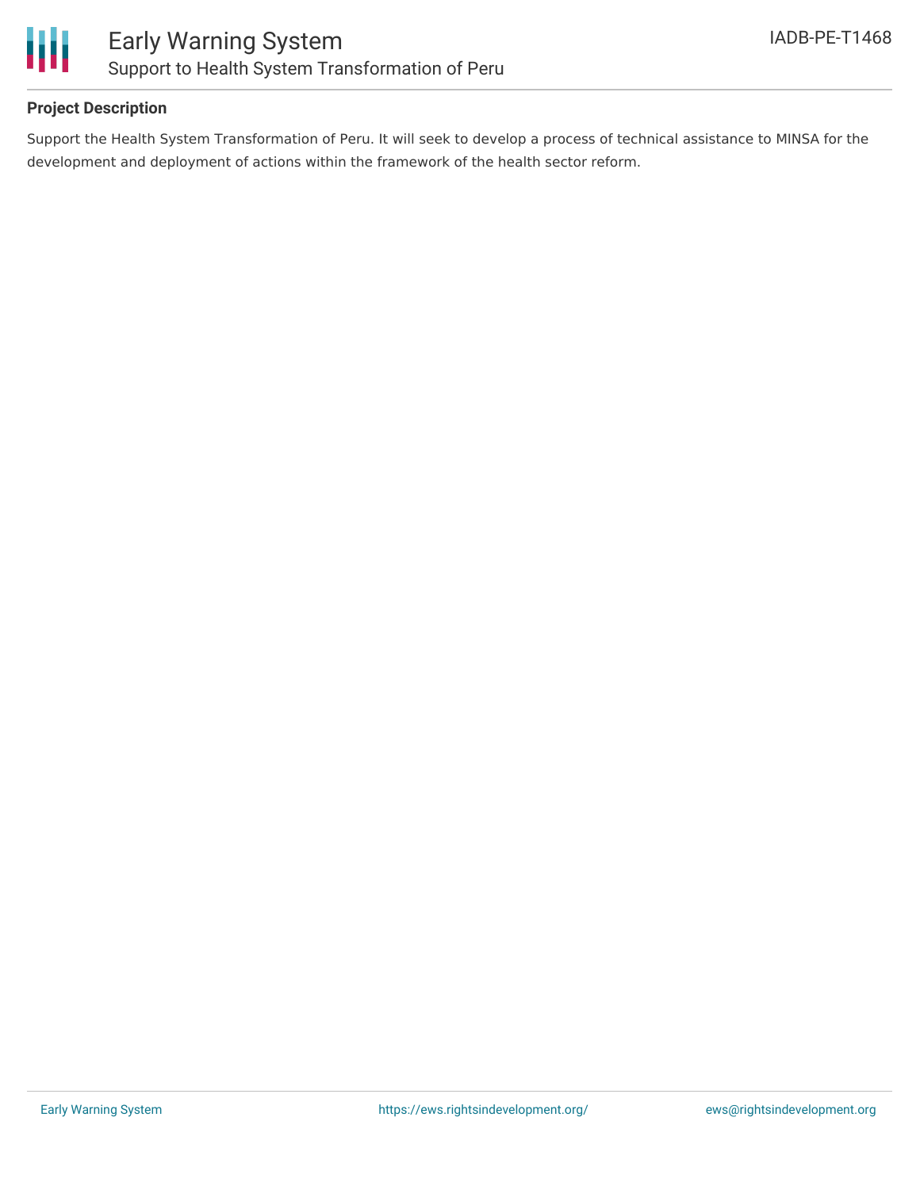### Project Description

Support the Health System Transformation of Peru. It will seek to develop a process of technical assistance to MINSA for the development and deployment of actions within the framework of the health sector reform.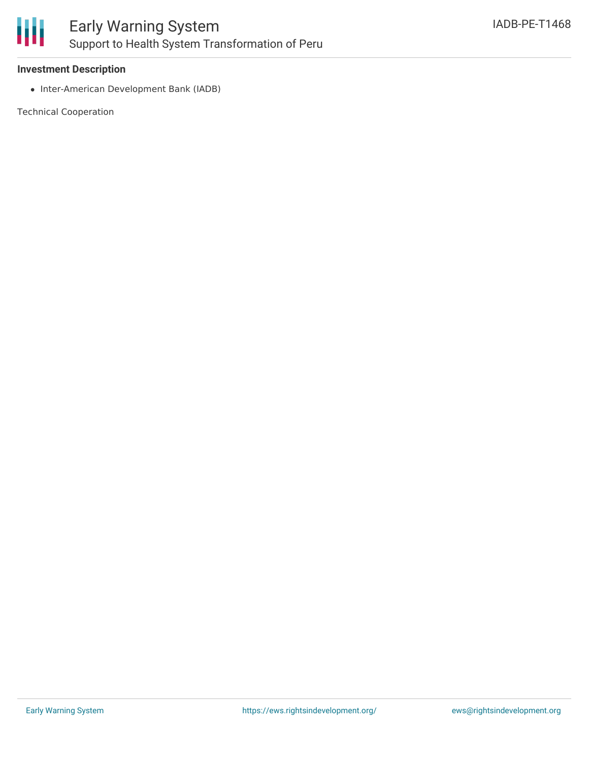### Investment Description

- Inter-American Development Bank (IADB)

Technical Cooperation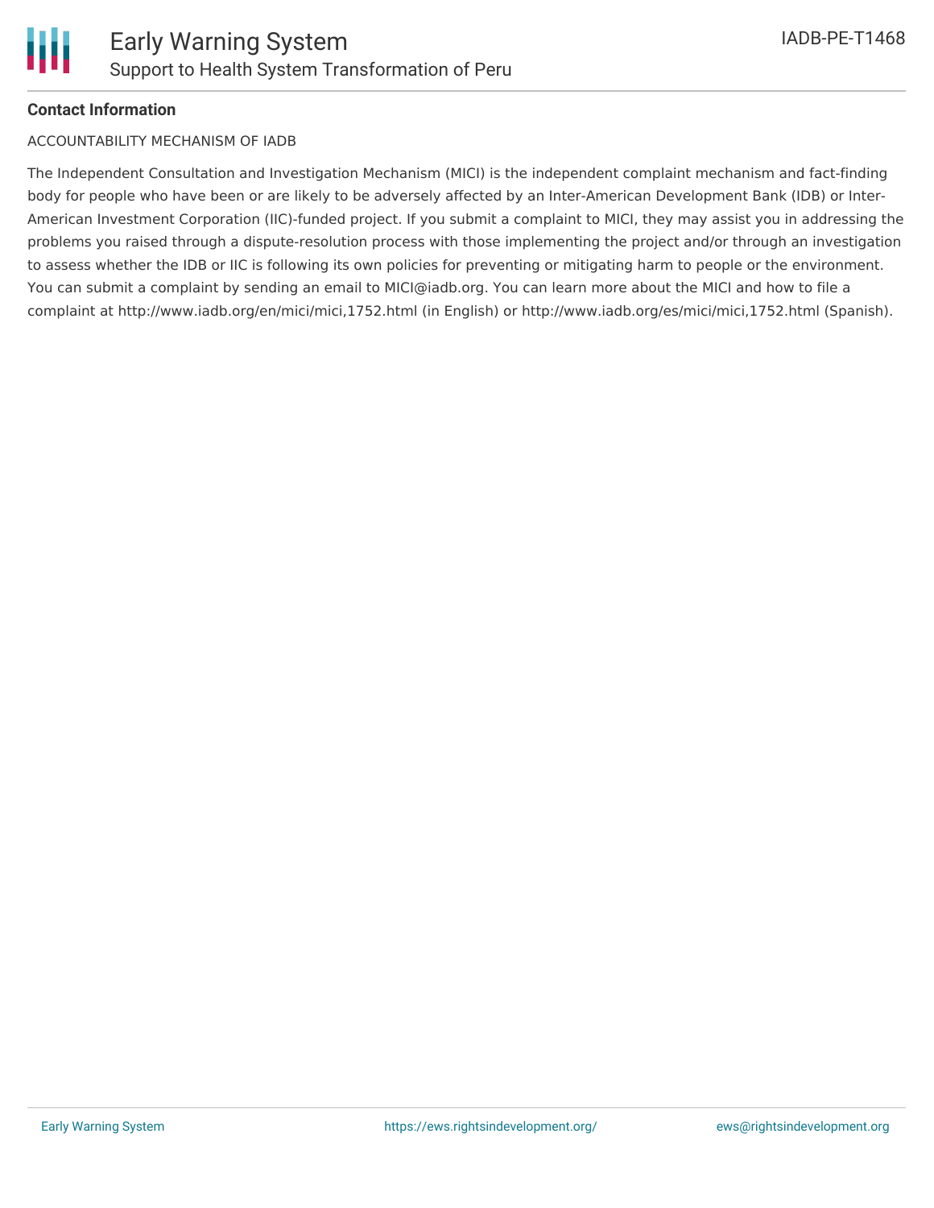**Contact Information**

ACCOUNTABILITY MECHANISM OF IADB

The Independent Consultation and Investigation Mechanism (MICI) is the independent complaint mechanism and fact-finding body for people who have been or are likely to be adversely affected by an Inter-American Development Bank (IDB) or Inter-American Investment Corporation (IIC)-funded project. If you submit a complaint to MICI, they may assist you in addressing the problems you raised through a dispute-resolution process with those implementing the project and/or through an investigation to assess whether the IDB or IIC is following its own policies for preventing or mitigating harm to people or the environment. You can submit a complaint by sending an email to MICI@iadb.org. You can learn more about the MICI and how to file a complaint at http://www.iadb.org/en/mici/mici,1752.html (in English) or http://www.iadb.org/es/mici/mici,1752.html (Spanish).